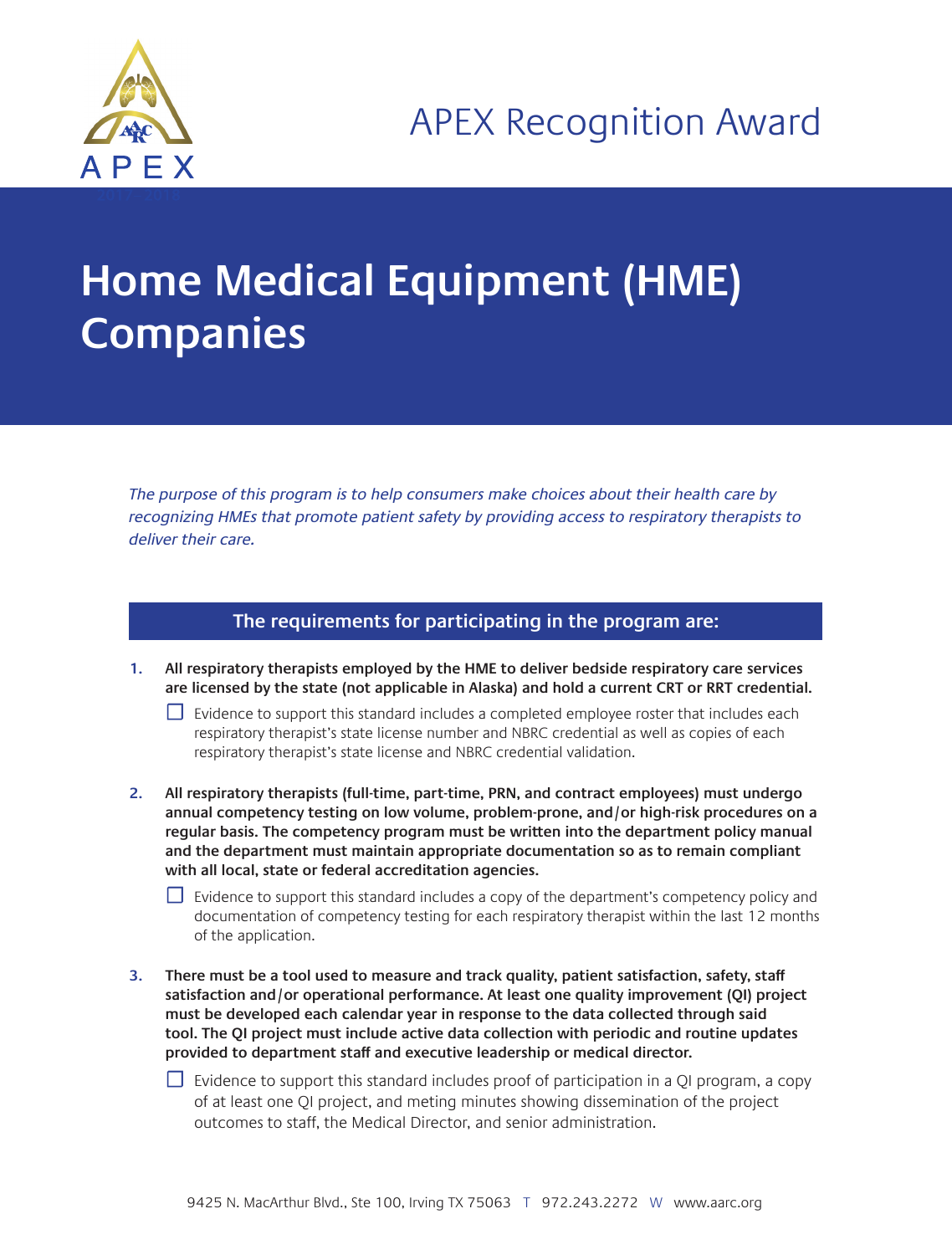# APEX Recognition Award

# Home Medical Equipment (HME) Companies

*The purpose of this program is to help consumers make choices about their health care by recognizing HMEs that promote patient safety by providing access to respiratory therapists to deliver their care.*

## The requirements for participating in the program are:

1. **All respiratory therapists employed by the HME to deliver bedside respiratory care services are licensed by the state (not applicable in Alaska) and hold a current CRT or RRT credential.**
   - ☐ Evidence to support this standard includes a completed employee roster that includes each respiratory therapist's state license number and NBRC credential as well as copies of each respiratory therapist's state license and NBRC credential validation.

2. **All respiratory therapists (full-time, part-time, PRN, and contract employees) must undergo annual competency testing on low volume, problem-prone, and/or high-risk procedures on a regular basis. The competency program must be written into the department policy manual and the department must maintain appropriate documentation so as to remain compliant with all local, state or federal accreditation agencies.**
   - ☐ Evidence to support this standard includes a copy of the department's competency policy and documentation of competency testing for each respiratory therapist within the last 12 months of the application.

3. **There must be a tool used to measure and track quality, patient satisfaction, safety, staff satisfaction and/or operational performance. At least one quality improvement (QI) project must be developed each calendar year in response to the data collected through said tool. The QI project must include active data collection with periodic and routine updates provided to department staff and executive leadership or medical director.**
   - ☐ Evidence to support this standard includes proof of participation in a QI program, a copy of at least one QI project, and meting minutes showing dissemination of the project outcomes to staff, the Medical Director, and senior administration.

9425 N. MacArthur Blvd., Ste 100, Irving TX 75063 T 972.243.2272 W www.aarc.org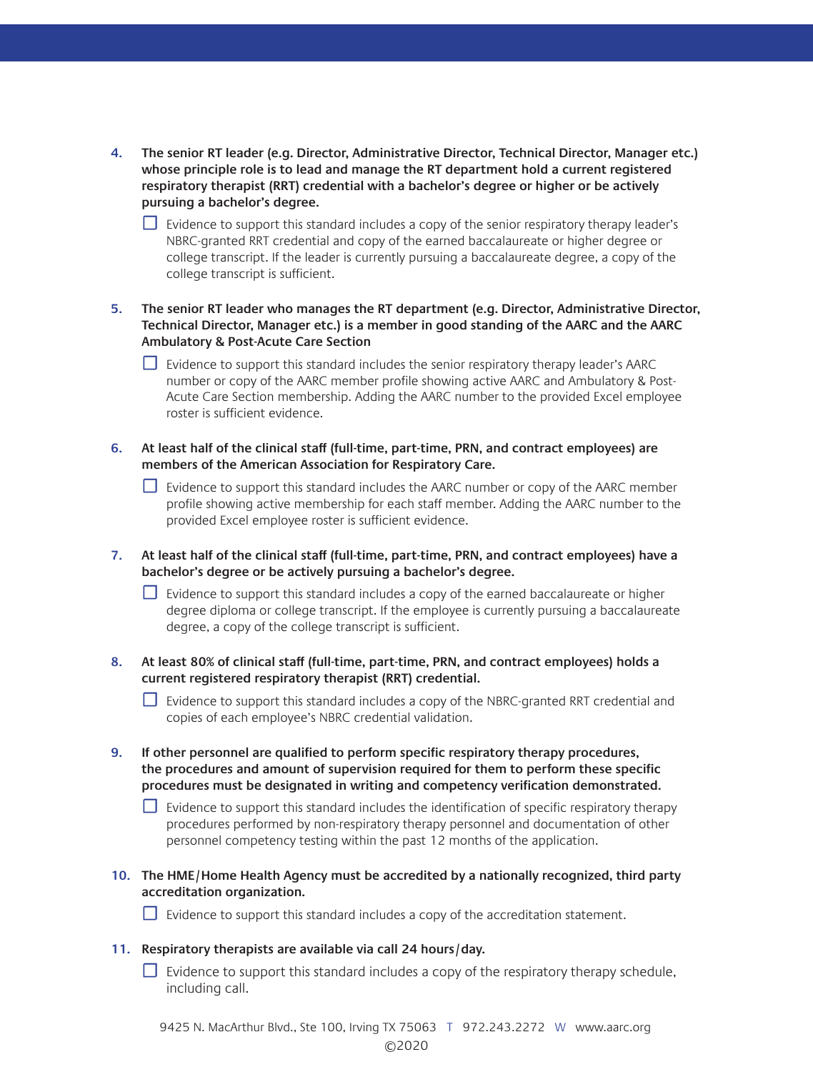4. **The senior RT leader (e.g. Director, Administrative Director, Technical Director, Manager etc.) whose principle role is to lead and manage the RT department hold a current registered respiratory therapist (RRT) credential with a bachelor's degree or higher or be actively pursuing a bachelor's degree.**

   - [ ] Evidence to support this standard includes a copy of the senior respiratory therapy leader's NBRC-granted RRT credential and copy of the earned baccalaureate or higher degree or college transcript. If the leader is currently pursuing a baccalaureate degree, a copy of the college transcript is sufficient.

5. **The senior RT leader who manages the RT department (e.g. Director, Administrative Director, Technical Director, Manager etc.) is a member in good standing of the AARC and the AARC Ambulatory & Post-Acute Care Section**

   - [ ] Evidence to support this standard includes the senior respiratory therapy leader's AARC number or copy of the AARC member profile showing active AARC and Ambulatory & Post-Acute Care Section membership. Adding the AARC number to the provided Excel employee roster is sufficient evidence.

6. **At least half of the clinical staff (full-time, part-time, PRN, and contract employees) are members of the American Association for Respiratory Care.**

   - [ ] Evidence to support this standard includes the AARC number or copy of the AARC member profile showing active membership for each staff member. Adding the AARC number to the provided Excel employee roster is sufficient evidence.

7. **At least half of the clinical staff (full-time, part-time, PRN, and contract employees) have a bachelor's degree or be actively pursuing a bachelor's degree.**

   - [ ] Evidence to support this standard includes a copy of the earned baccalaureate or higher degree diploma or college transcript. If the employee is currently pursuing a baccalaureate degree, a copy of the college transcript is sufficient.

8. **At least 80% of clinical staff (full-time, part-time, PRN, and contract employees) holds a current registered respiratory therapist (RRT) credential.**

   - [ ] Evidence to support this standard includes a copy of the NBRC-granted RRT credential and copies of each employee's NBRC credential validation.

9. **If other personnel are qualified to perform specific respiratory therapy procedures, the procedures and amount of supervision required for them to perform these specific procedures must be designated in writing and competency verification demonstrated.**

   - [ ] Evidence to support this standard includes the identification of specific respiratory therapy procedures performed by non-respiratory therapy personnel and documentation of other personnel competency testing within the past 12 months of the application.

10. **The HME/Home Health Agency must be accredited by a nationally recognized, third party accreditation organization.**

    - [ ] Evidence to support this standard includes a copy of the accreditation statement.

11. **Respiratory therapists are available via call 24 hours/day.**

    - [ ] Evidence to support this standard includes a copy of the respiratory therapy schedule, including call.

9425 N. MacArthur Blvd., Ste 100, Irving TX 75063 T 972.243.2272 W www.aarc.org
©2020